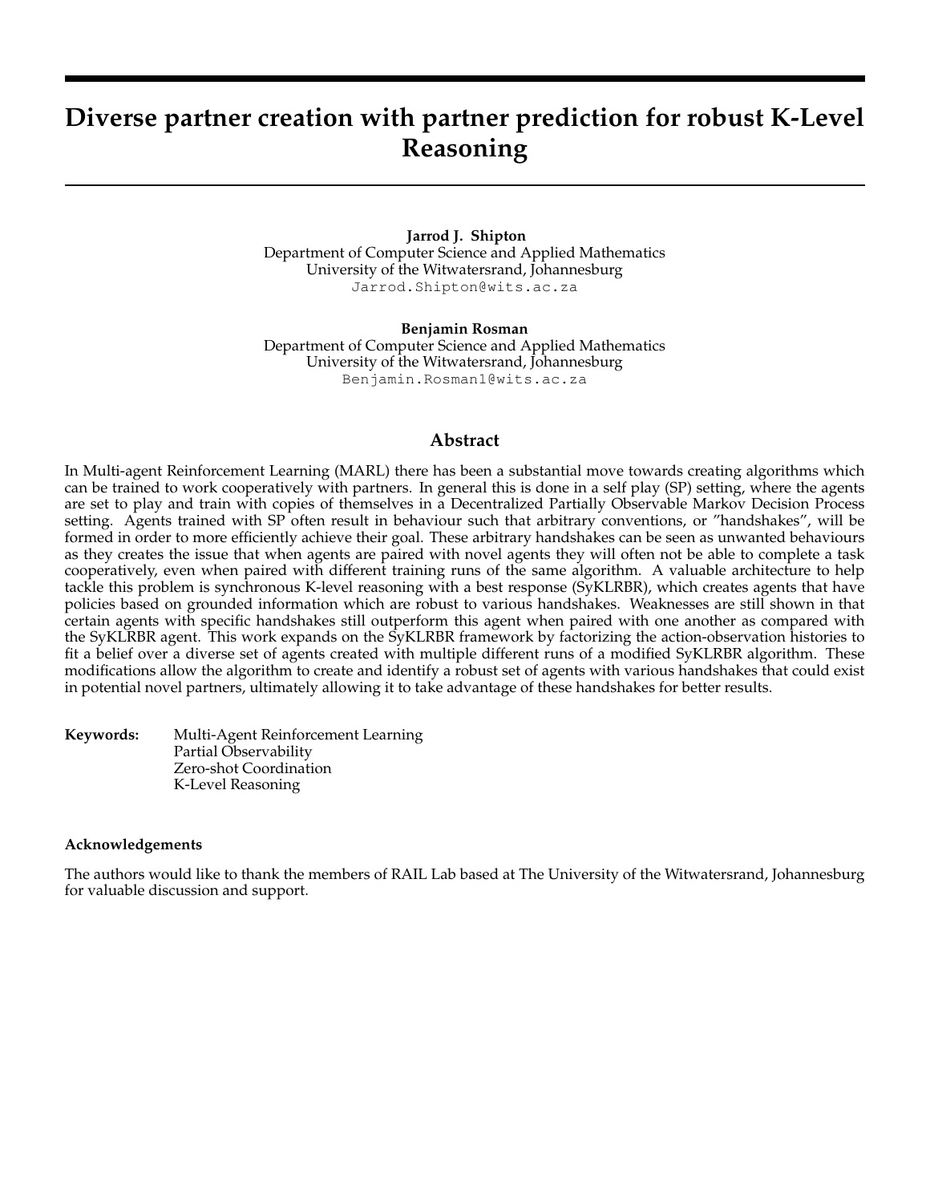# Diverse partner creation with partner prediction for robust K-Level Reasoning

**Jarrod J. Shipton**
Department of Computer Science and Applied Mathematics
University of the Witwatersrand, Johannesburg
Jarrod.Shipton@wits.ac.za

**Benjamin Rosman**
Department of Computer Science and Applied Mathematics
University of the Witwatersrand, Johannesburg
Benjamin.Rosman1@wits.ac.za

## Abstract

In Multi-agent Reinforcement Learning (MARL) there has been a substantial move towards creating algorithms which can be trained to work cooperatively with partners. In general this is done in a self play (SP) setting, where the agents are set to play and train with copies of themselves in a Decentralized Partially Observable Markov Decision Process setting. Agents trained with SP often result in behaviour such that arbitrary conventions, or "handshakes", will be formed in order to more efficiently achieve their goal. These arbitrary handshakes can be seen as unwanted behaviours as they creates the issue that when agents are paired with novel agents they will often not be able to complete a task cooperatively, even when paired with different training runs of the same algorithm. A valuable architecture to help tackle this problem is synchronous K-level reasoning with a best response (SyKLRBR), which creates agents that have policies based on grounded information which are robust to various handshakes. Weaknesses are still shown in that certain agents with specific handshakes still outperform this agent when paired with one another as compared with the SyKLRBR agent. This work expands on the SyKLRBR framework by factorizing the action-observation histories to fit a belief over a diverse set of agents created with multiple different runs of a modified SyKLRBR algorithm. These modifications allow the algorithm to create and identify a robust set of agents with various handshakes that could exist in potential novel partners, ultimately allowing it to take advantage of these handshakes for better results.

**Keywords:** Multi-Agent Reinforcement Learning
Partial Observability
Zero-shot Coordination
K-Level Reasoning

**Acknowledgements**

The authors would like to thank the members of RAIL Lab based at The University of the Witwatersrand, Johannesburg for valuable discussion and support.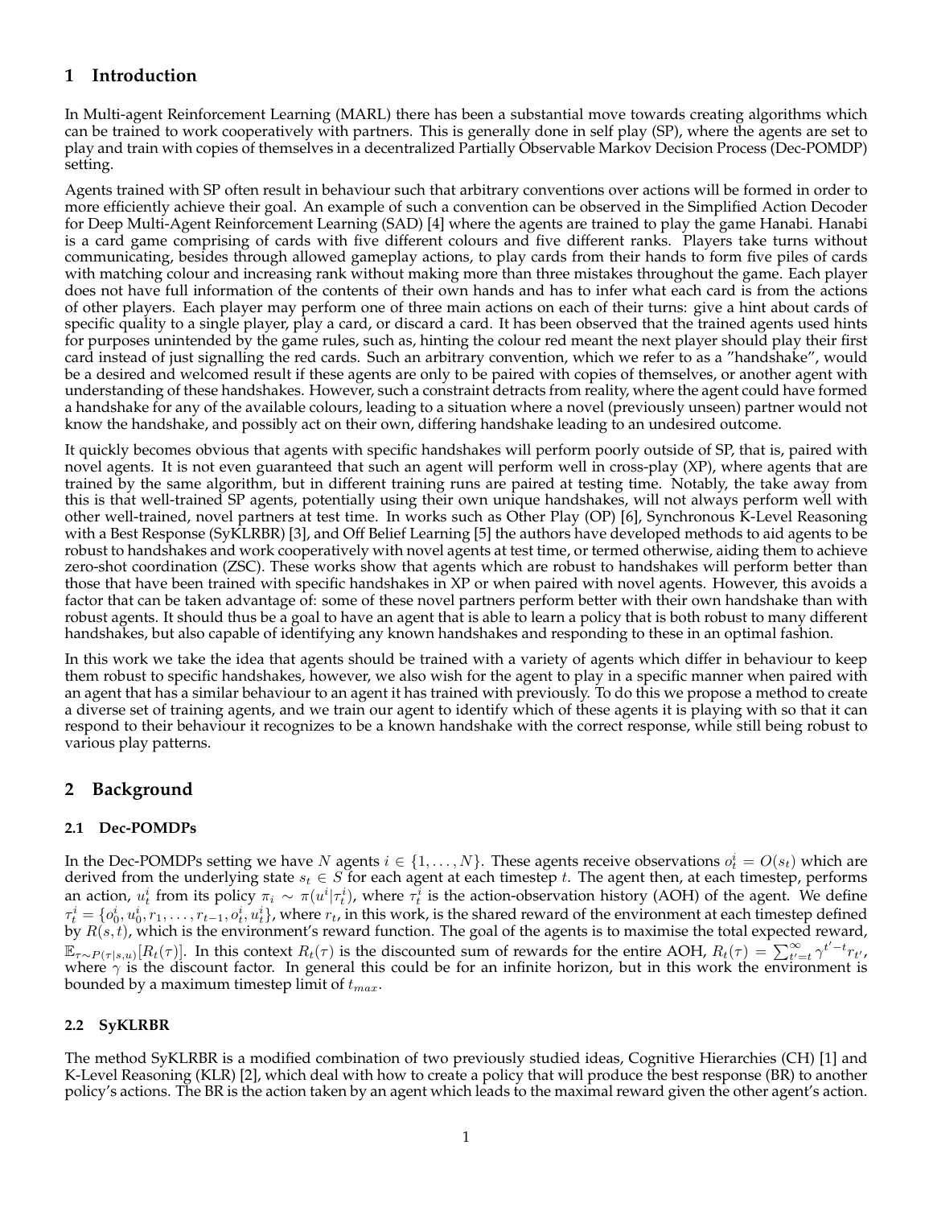## 1 Introduction

In Multi-agent Reinforcement Learning (MARL) there has been a substantial move towards creating algorithms which can be trained to work cooperatively with partners. This is generally done in self play (SP), where the agents are set to play and train with copies of themselves in a decentralized Partially Observable Markov Decision Process (Dec-POMDP) setting.

Agents trained with SP often result in behaviour such that arbitrary conventions over actions will be formed in order to more efficiently achieve their goal. An example of such a convention can be observed in the Simplified Action Decoder for Deep Multi-Agent Reinforcement Learning (SAD) [4] where the agents are trained to play the game Hanabi. Hanabi is a card game comprising of cards with five different colours and five different ranks. Players take turns without communicating, besides through allowed gameplay actions, to play cards from their hands to form five piles of cards with matching colour and increasing rank without making more than three mistakes throughout the game. Each player does not have full information of the contents of their own hands and has to infer what each card is from the actions of other players. Each player may perform one of three main actions on each of their turns: give a hint about cards of specific quality to a single player, play a card, or discard a card. It has been observed that the trained agents used hints for purposes unintended by the game rules, such as, hinting the colour red meant the next player should play their first card instead of just signalling the red cards. Such an arbitrary convention, which we refer to as a "handshake", would be a desired and welcomed result if these agents are only to be paired with copies of themselves, or another agent with understanding of these handshakes. However, such a constraint detracts from reality, where the agent could have formed a handshake for any of the available colours, leading to a situation where a novel (previously unseen) partner would not know the handshake, and possibly act on their own, differing handshake leading to an undesired outcome.

It quickly becomes obvious that agents with specific handshakes will perform poorly outside of SP, that is, paired with novel agents. It is not even guaranteed that such an agent will perform well in cross-play (XP), where agents that are trained by the same algorithm, but in different training runs are paired at testing time. Notably, the take away from this is that well-trained SP agents, potentially using their own unique handshakes, will not always perform well with other well-trained, novel partners at test time. In works such as Other Play (OP) [6], Synchronous K-Level Reasoning with a Best Response (SyKLRBR) [3], and Off Belief Learning [5] the authors have developed methods to aid agents to be robust to handshakes and work cooperatively with novel agents at test time, or termed otherwise, aiding them to achieve zero-shot coordination (ZSC). These works show that agents which are robust to handshakes will perform better than those that have been trained with specific handshakes in XP or when paired with novel agents. However, this avoids a factor that can be taken advantage of: some of these novel partners perform better with their own handshake than with robust agents. It should thus be a goal to have an agent that is able to learn a policy that is both robust to many different handshakes, but also capable of identifying any known handshakes and responding to these in an optimal fashion.

In this work we take the idea that agents should be trained with a variety of agents which differ in behaviour to keep them robust to specific handshakes, however, we also wish for the agent to play in a specific manner when paired with an agent that has a similar behaviour to an agent it has trained with previously. To do this we propose a method to create a diverse set of training agents, and we train our agent to identify which of these agents it is playing with so that it can respond to their behaviour it recognizes to be a known handshake with the correct response, while still being robust to various play patterns.

## 2 Background

### 2.1 Dec-POMDPs

In the Dec-POMDPs setting we have $N$ agents $i \in \{1, \dots, N\}$. These agents receive observations $o_t^i = O(s_t)$ which are derived from the underlying state $s_t \in S$ for each agent at each timestep $t$. The agent then, at each timestep, performs an action, $u_t^i$ from its policy $\pi_i \sim \pi(u^i|\tau_t^i)$, where $\tau_t^i$ is the action-observation history (AOH) of the agent. We define $\tau_t^i = \{o_0^i, u_0^i, r_1, \dots, r_{t-1}, o_t^i, u_t^i\}$, where $r_t$, in this work, is the shared reward of the environment at each timestep defined by $R(s,t)$, which is the environment's reward function. The goal of the agents is to maximise the total expected reward, $\mathbb{E}_{\tau \sim P(\tau|s,u)}[R_t(\tau)]$. In this context $R_t(\tau)$ is the discounted sum of rewards for the entire AOH, $R_t(\tau) = \sum_{t'=t}^{\infty} \gamma^{t'-t} r_{t'}$, where $\gamma$ is the discount factor. In general this could be for an infinite horizon, but in this work the environment is bounded by a maximum timestep limit of $t_{max}$.

### 2.2 SyKLRBR

The method SyKLRBR is a modified combination of two previously studied ideas, Cognitive Hierarchies (CH) [1] and K-Level Reasoning (KLR) [2], which deal with how to create a policy that will produce the best response (BR) to another policy's actions. The BR is the action taken by an agent which leads to the maximal reward given the other agent's action.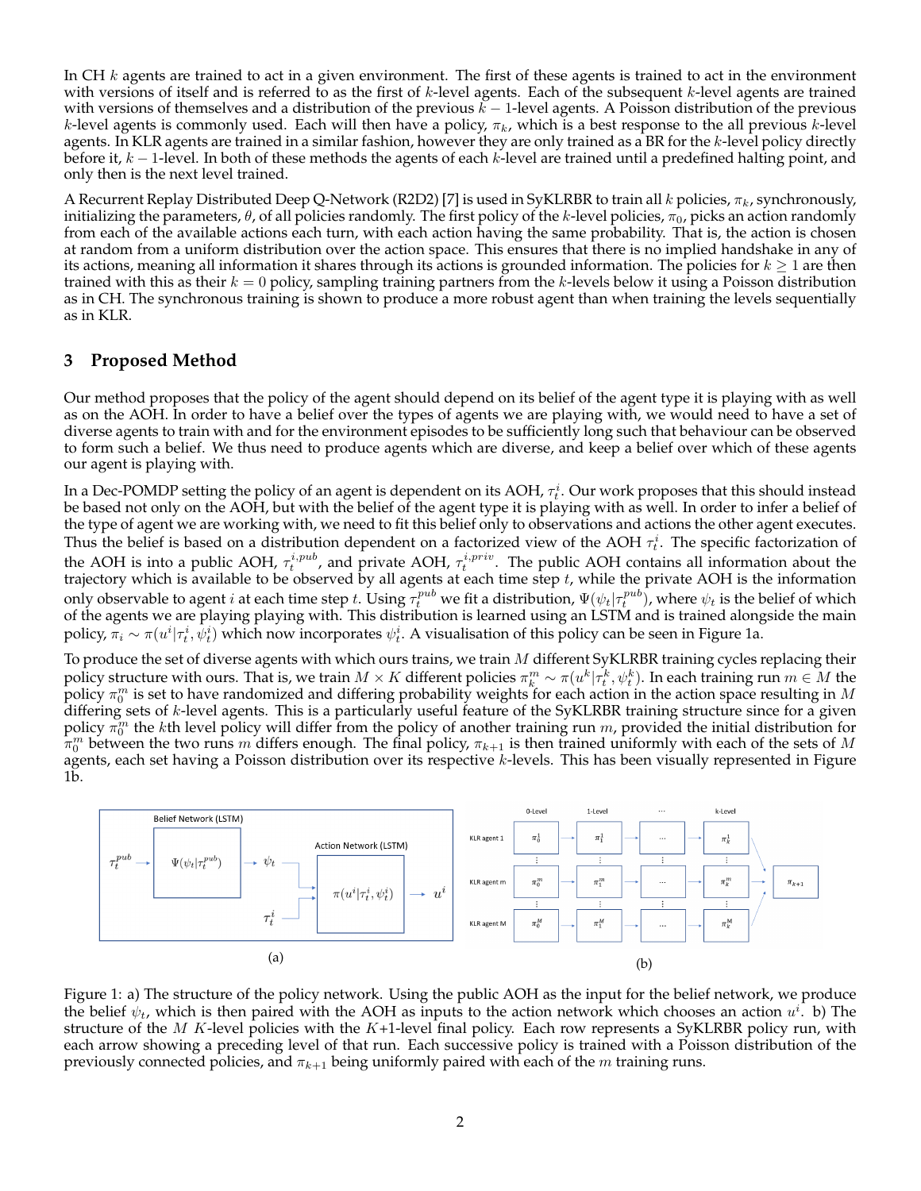In CH $k$ agents are trained to act in a given environment. The first of these agents is trained to act in the environment with versions of itself and is referred to as the first of $k$-level agents. Each of the subsequent $k$-level agents are trained with versions of themselves and a distribution of the previous $k-1$-level agents. A Poisson distribution of the previous $k$-level agents is commonly used. Each will then have a policy, $\pi_k$, which is a best response to the all previous $k$-level agents. In KLR agents are trained in a similar fashion, however they are only trained as a BR for the $k$-level policy directly before it, $k-1$-level. In both of these methods the agents of each $k$-level are trained until a predefined halting point, and only then is the next level trained.

A Recurrent Replay Distributed Deep Q-Network (R2D2) [7] is used in SyKLRBR to train all $k$ policies, $\pi_k$, synchronously, initializing the parameters, $\theta$, of all policies randomly. The first policy of the $k$-level policies, $\pi_0$, picks an action randomly from each of the available actions each turn, with each action having the same probability. That is, the action is chosen at random from a uniform distribution over the action space. This ensures that there is no implied handshake in any of its actions, meaning all information it shares through its actions is grounded information. The policies for $k \geq 1$ are then trained with this as their $k = 0$ policy, sampling training partners from the $k$-levels below it using a Poisson distribution as in CH. The synchronous training is shown to produce a more robust agent than when training the levels sequentially as in KLR.

## 3 Proposed Method

Our method proposes that the policy of the agent should depend on its belief of the agent type it is playing with as well as on the AOH. In order to have a belief over the types of agents we are playing with, we would need to have a set of diverse agents to train with and for the environment episodes to be sufficiently long such that behaviour can be observed to form such a belief. We thus need to produce agents which are diverse, and keep a belief over which of these agents our agent is playing with.

In a Dec-POMDP setting the policy of an agent is dependent on its AOH, $\tau_t^i$. Our work proposes that this should instead be based not only on the AOH, but with the belief of the agent type it is playing with as well. In order to infer a belief of the type of agent we are working with, we need to fit this belief only to observations and actions the other agent executes. Thus the belief is based on a distribution dependent on a factorized view of the AOH $\tau_t^i$. The specific factorization of the AOH is into a public AOH, $\tau_t^{i,pub}$, and private AOH, $\tau_t^{i,priv}$. The public AOH contains all information about the trajectory which is available to be observed by all agents at each time step $t$, while the private AOH is the information only observable to agent $i$ at each time step $t$. Using $\tau_t^{pub}$ we fit a distribution, $\Psi(\psi_t|\tau_t^{pub})$, where $\psi_t$ is the belief of which of the agents we are playing playing with. This distribution is learned using an LSTM and is trained alongside the main policy, $\pi_i \sim \pi(u^i|\tau_t^i, \psi_t^i)$ which now incorporates $\psi_t^i$. A visualisation of this policy can be seen in Figure 1a.

To produce the set of diverse agents with which ours trains, we train $M$ different SyKLRBR training cycles replacing their policy structure with ours. That is, we train $M \times K$ different policies $\pi_k^m \sim \pi(u^k|\tau_t^k, \psi_t^k)$. In each training run $m \in M$ the policy $\pi_0^m$ is set to have randomized and differing probability weights for each action in the action space resulting in $M$ differing sets of $k$-level agents. This is a particularly useful feature of the SyKLRBR training structure since for a given policy $\pi_0^m$ the $k$th level policy will differ from the policy of another training run $m$, provided the initial distribution for $\pi_0^m$ between the two runs $m$ differs enough. The final policy, $\pi_{k+1}$ is then trained uniformly with each of the sets of $M$ agents, each set having a Poisson distribution over its respective $k$-levels. This has been visually represented in Figure 1b.

Figure 1: a) The structure of the policy network. Using the public AOH as the input for the belief network, we produce the belief $\psi_t$, which is then paired with the AOH as inputs to the action network which chooses an action $u^i$. b) The structure of the $M$ $K$-level policies with the $K$+1-level final policy. Each row represents a SyKLRBR policy run, with each arrow showing a preceding level of that run. Each successive policy is trained with a Poisson distribution of the previously connected policies, and $\pi_{k+1}$ being uniformly paired with each of the $m$ training runs.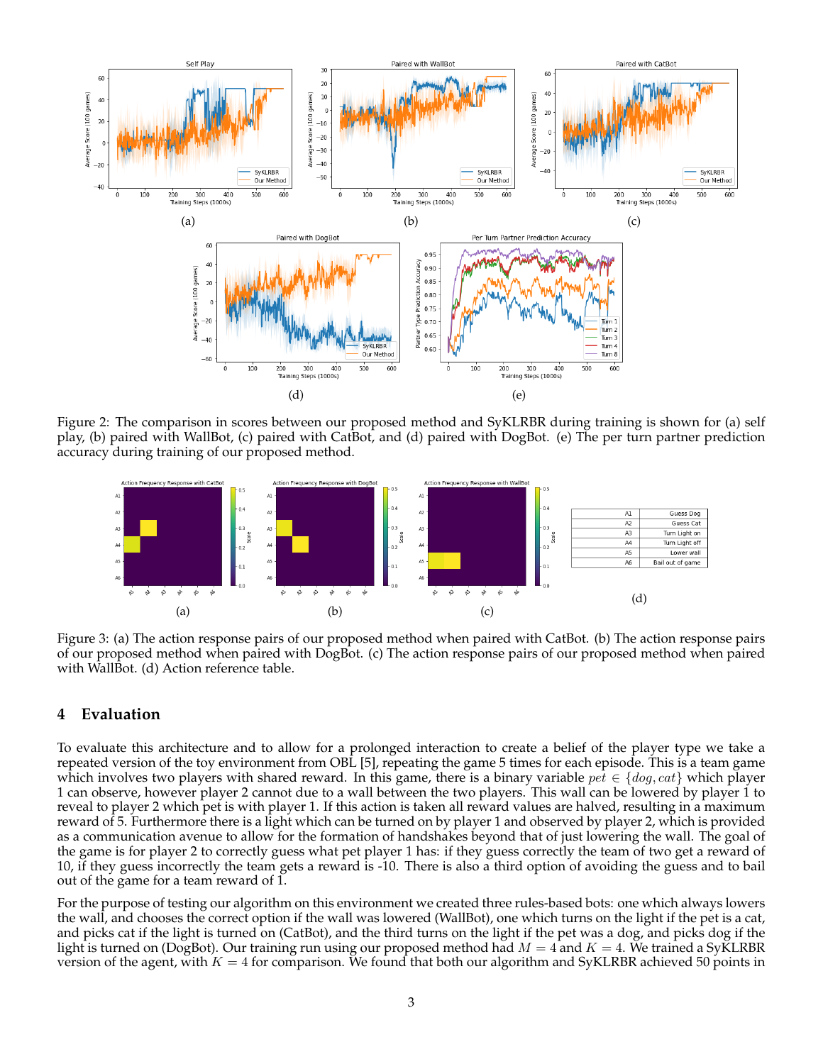Figure 2: The comparison in scores between our proposed method and SyKLRBR during training is shown for (a) self play, (b) paired with WallBot, (c) paired with CatBot, and (d) paired with DogBot. (e) The per turn partner prediction accuracy during training of our proposed method.

| | |
|---|---|
| A1 | Guess Dog |
| A2 | Guess Cat |
| A3 | Turn Light on |
| A4 | Turn Light off |
| A5 | Lower wall |
| A6 | Bail out of game |

Figure 3: (a) The action response pairs of our proposed method when paired with CatBot. (b) The action response pairs of our proposed method when paired with DogBot. (c) The action response pairs of our proposed method when paired with WallBot. (d) Action reference table.

## 4 Evaluation

To evaluate this architecture and to allow for a prolonged interaction to create a belief of the player type we take a repeated version of the toy environment from OBL [5], repeating the game 5 times for each episode. This is a team game which involves two players with shared reward. In this game, there is a binary variable $pet \in \{dog, cat\}$ which player 1 can observe, however player 2 cannot due to a wall between the two players. This wall can be lowered by player 1 to reveal to player 2 which pet is with player 1. If this action is taken all reward values are halved, resulting in a maximum reward of 5. Furthermore there is a light which can be turned on by player 1 and observed by player 2, which is provided as a communication avenue to allow for the formation of handshakes beyond that of just lowering the wall. The goal of the game is for player 2 to correctly guess what pet player 1 has: if they guess correctly the team of two get a reward of 10, if they guess incorrectly the team gets a reward is -10. There is also a third option of avoiding the guess and to bail out of the game for a team reward of 1.

For the purpose of testing our algorithm on this environment we created three rules-based bots: one which always lowers the wall, and chooses the correct option if the wall was lowered (WallBot), one which turns on the light if the pet is a cat, and picks cat if the light is turned on (CatBot), and the third turns on the light if the pet was a dog, and picks dog if the light is turned on (DogBot). Our training run using our proposed method had $M = 4$ and $K = 4$. We trained a SyKLRBR version of the agent, with $K = 4$ for comparison. We found that both our algorithm and SyKLRBR achieved 50 points in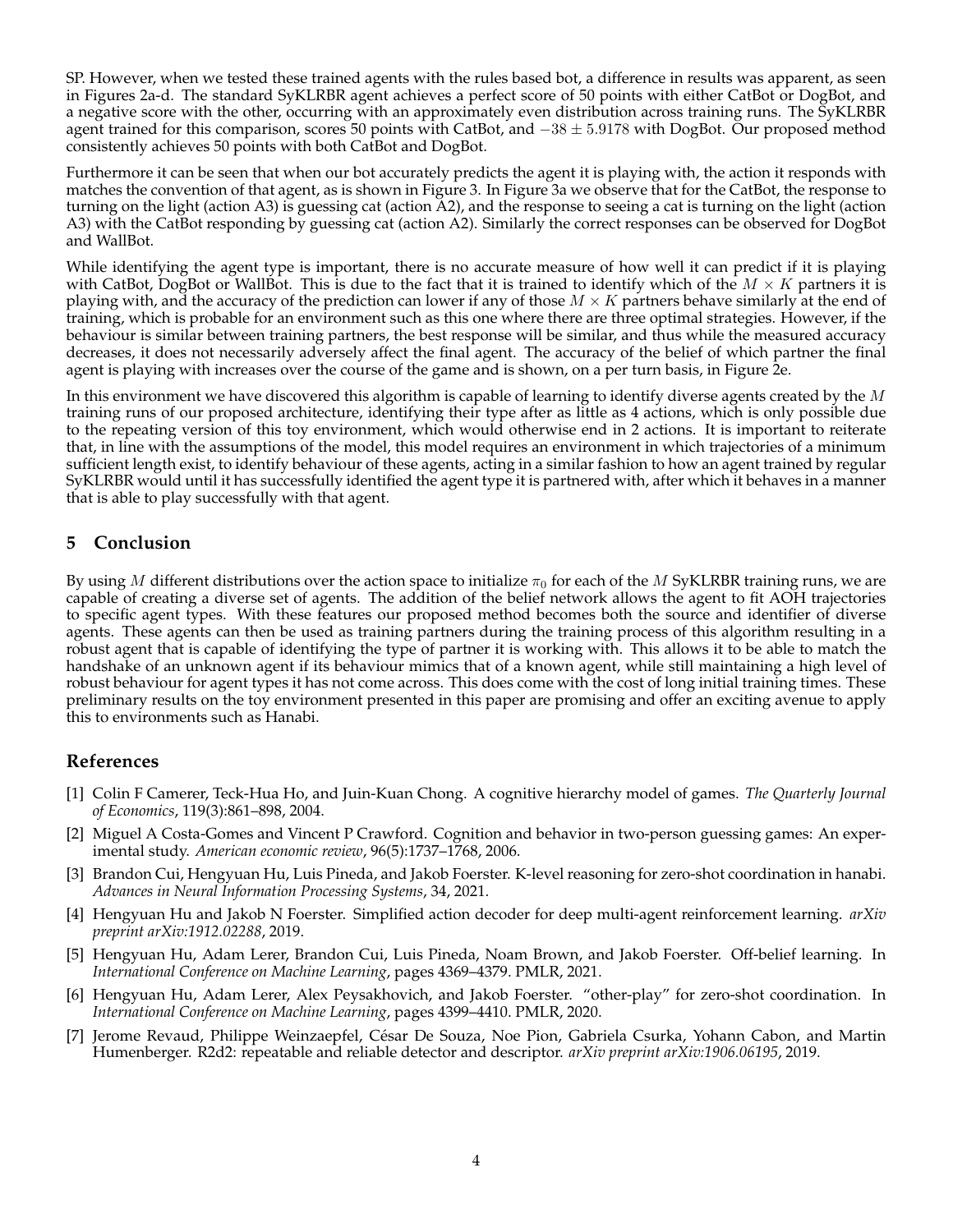SP. However, when we tested these trained agents with the rules based bot, a difference in results was apparent, as seen in Figures 2a-d. The standard SyKLRBR agent achieves a perfect score of 50 points with either CatBot or DogBot, and a negative score with the other, occurring with an approximately even distribution across training runs. The SyKLRBR agent trained for this comparison, scores 50 points with CatBot, and $-38 \pm 5.9178$ with DogBot. Our proposed method consistently achieves 50 points with both CatBot and DogBot.

Furthermore it can be seen that when our bot accurately predicts the agent it is playing with, the action it responds with matches the convention of that agent, as is shown in Figure 3. In Figure 3a we observe that for the CatBot, the response to turning on the light (action A3) is guessing cat (action A2), and the response to seeing a cat is turning on the light (action A3) with the CatBot responding by guessing cat (action A2). Similarly the correct responses can be observed for DogBot and WallBot.

While identifying the agent type is important, there is no accurate measure of how well it can predict if it is playing with CatBot, DogBot or WallBot. This is due to the fact that it is trained to identify which of the $M \times K$ partners it is playing with, and the accuracy of the prediction can lower if any of those $M \times K$ partners behave similarly at the end of training, which is probable for an environment such as this one where there are three optimal strategies. However, if the behaviour is similar between training partners, the best response will be similar, and thus while the measured accuracy decreases, it does not necessarily adversely affect the final agent. The accuracy of the belief of which partner the final agent is playing with increases over the course of the game and is shown, on a per turn basis, in Figure 2e.

In this environment we have discovered this algorithm is capable of learning to identify diverse agents created by the $M$ training runs of our proposed architecture, identifying their type after as little as 4 actions, which is only possible due to the repeating version of this toy environment, which would otherwise end in 2 actions. It is important to reiterate that, in line with the assumptions of the model, this model requires an environment in which trajectories of a minimum sufficient length exist, to identify behaviour of these agents, acting in a similar fashion to how an agent trained by regular SyKLRBR would until it has successfully identified the agent type it is partnered with, after which it behaves in a manner that is able to play successfully with that agent.

## 5 Conclusion

By using $M$ different distributions over the action space to initialize $\pi_0$ for each of the $M$ SyKLRBR training runs, we are capable of creating a diverse set of agents. The addition of the belief network allows the agent to fit AOH trajectories to specific agent types. With these features our proposed method becomes both the source and identifier of diverse agents. These agents can then be used as training partners during the training process of this algorithm resulting in a robust agent that is capable of identifying the type of partner it is working with. This allows it to be able to match the handshake of an unknown agent if its behaviour mimics that of a known agent, while still maintaining a high level of robust behaviour for agent types it has not come across. This does come with the cost of long initial training times. These preliminary results on the toy environment presented in this paper are promising and offer an exciting avenue to apply this to environments such as Hanabi.

## References

[1] Colin F Camerer, Teck-Hua Ho, and Juin-Kuan Chong. A cognitive hierarchy model of games. *The Quarterly Journal of Economics*, 119(3):861–898, 2004.

[2] Miguel A Costa-Gomes and Vincent P Crawford. Cognition and behavior in two-person guessing games: An experimental study. *American economic review*, 96(5):1737–1768, 2006.

[3] Brandon Cui, Hengyuan Hu, Luis Pineda, and Jakob Foerster. K-level reasoning for zero-shot coordination in hanabi. *Advances in Neural Information Processing Systems*, 34, 2021.

[4] Hengyuan Hu and Jakob N Foerster. Simplified action decoder for deep multi-agent reinforcement learning. *arXiv preprint arXiv:1912.02288*, 2019.

[5] Hengyuan Hu, Adam Lerer, Brandon Cui, Luis Pineda, Noam Brown, and Jakob Foerster. Off-belief learning. In *International Conference on Machine Learning*, pages 4369–4379. PMLR, 2021.

[6] Hengyuan Hu, Adam Lerer, Alex Peysakhovich, and Jakob Foerster. "other-play" for zero-shot coordination. In *International Conference on Machine Learning*, pages 4399–4410. PMLR, 2020.

[7] Jerome Revaud, Philippe Weinzaepfel, César De Souza, Noe Pion, Gabriela Csurka, Yohann Cabon, and Martin Humenberger. R2d2: repeatable and reliable detector and descriptor. *arXiv preprint arXiv:1906.06195*, 2019.